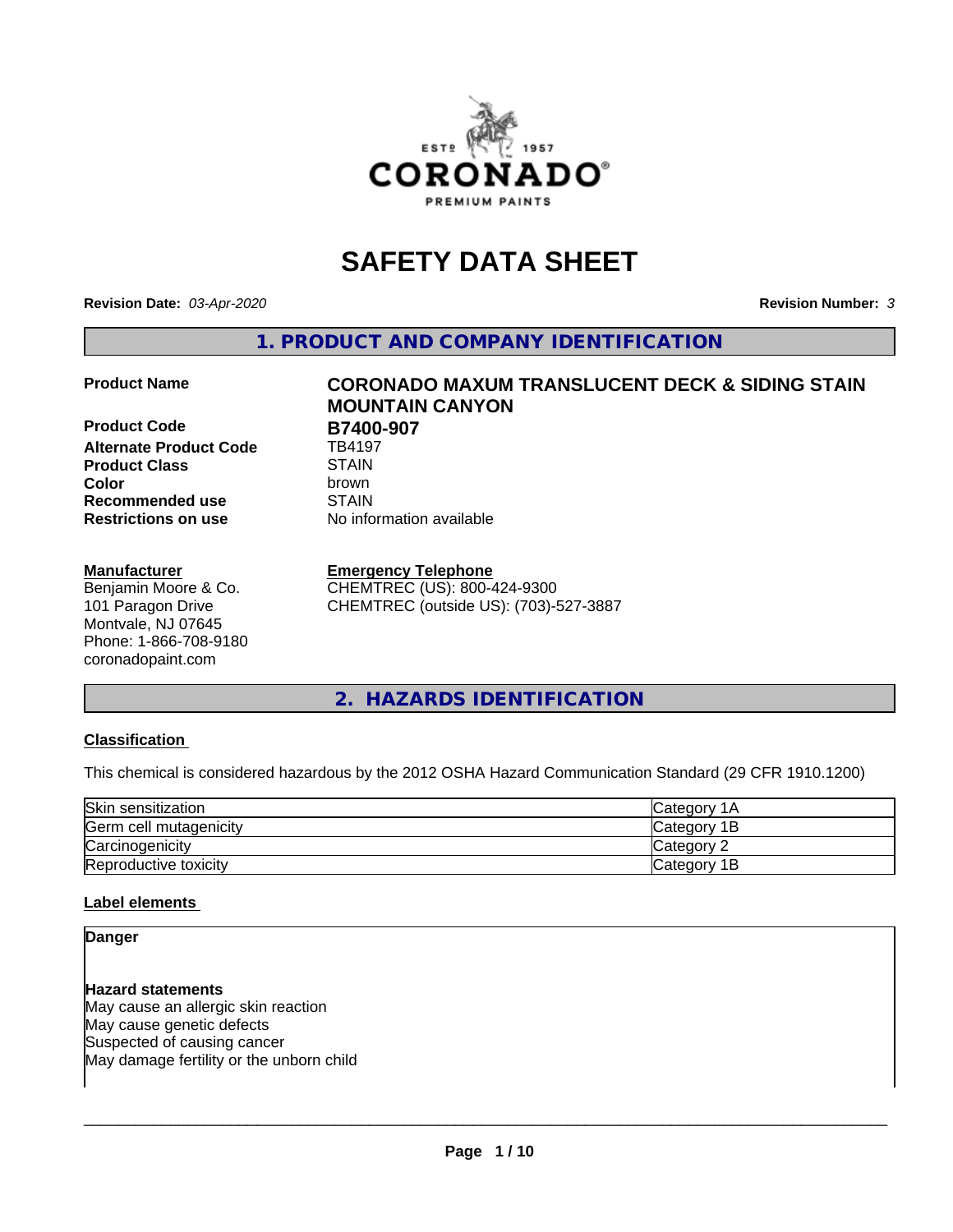# SAFETY DATA SHEET

**Revision Date:** *03-Apr-2020* **Revision Number:** *3*

## 1. PRODUCT AND COMPANY IDENTIFICATION

| | |
|---|---|
| **Product Name** | **CORONADO MAXUM TRANSLUCENT DECK & SIDING STAIN MOUNTAIN CANYON** |
| **Product Code** | **B7400-907** |
| **Alternate Product Code** | TB4197 |
| **Product Class** | STAIN |
| **Color** | brown |
| **Recommended use** | STAIN |
| **Restrictions on use** | No information available |

**Manufacturer**
Benjamin Moore & Co.
101 Paragon Drive
Montvale, NJ 07645
Phone: 1-866-708-9180
coronadopaint.com

**Emergency Telephone**
CHEMTREC (US): 800-424-9300
CHEMTREC (outside US): (703)-527-3887

## 2. HAZARDS IDENTIFICATION

### Classification

This chemical is considered hazardous by the 2012 OSHA Hazard Communication Standard (29 CFR 1910.1200)

| | |
|---|---|
| Skin sensitization | Category 1A |
| Germ cell mutagenicity | Category 1B |
| Carcinogenicity | Category 2 |
| Reproductive toxicity | Category 1B |

### Label elements

**Danger**

**Hazard statements**
May cause an allergic skin reaction
May cause genetic defects
Suspected of causing cancer
May damage fertility or the unborn child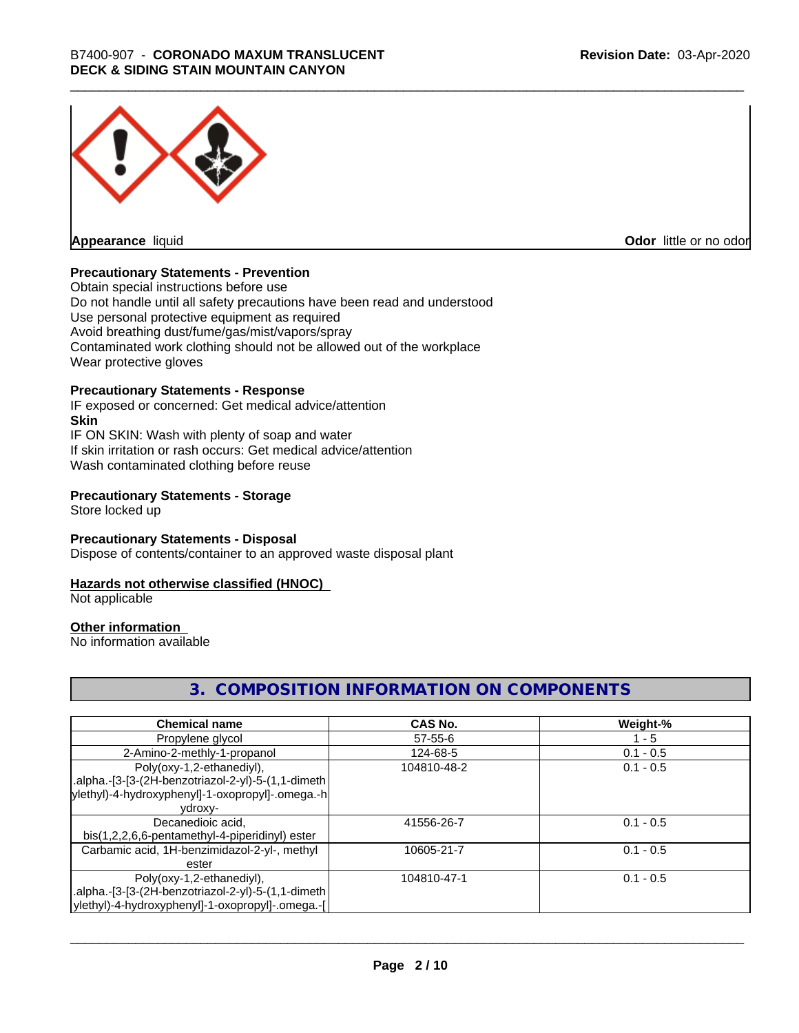**Appearance** liquid

**Odor** little or no odor

**Precautionary Statements - Prevention**

Obtain special instructions before use
Do not handle until all safety precautions have been read and understood
Use personal protective equipment as required
Avoid breathing dust/fume/gas/mist/vapors/spray
Contaminated work clothing should not be allowed out of the workplace
Wear protective gloves

**Precautionary Statements - Response**

IF exposed or concerned: Get medical advice/attention

**Skin**

IF ON SKIN: Wash with plenty of soap and water
If skin irritation or rash occurs: Get medical advice/attention
Wash contaminated clothing before reuse

**Precautionary Statements - Storage**

Store locked up

**Precautionary Statements - Disposal**

Dispose of contents/container to an approved waste disposal plant

**Hazards not otherwise classified (HNOC)**

Not applicable

**Other information**

No information available

## 3. COMPOSITION INFORMATION ON COMPONENTS

| Chemical name | CAS No. | Weight-% |
|---|---|---|
| Propylene glycol | 57-55-6 | 1 - 5 |
| 2-Amino-2-methly-1-propanol | 124-68-5 | 0.1 - 0.5 |
| Poly(oxy-1,2-ethanediyl), .alpha.-[3-[3-(2H-benzotriazol-2-yl)-5-(1,1-dimethylethyl)-4-hydroxyphenyl]-1-oxopropyl]-.omega.-hydroxy- | 104810-48-2 | 0.1 - 0.5 |
| Decanedioic acid, bis(1,2,2,6,6-pentamethyl-4-piperidinyl) ester | 41556-26-7 | 0.1 - 0.5 |
| Carbamic acid, 1H-benzimidazol-2-yl-, methyl ester | 10605-21-7 | 0.1 - 0.5 |
| Poly(oxy-1,2-ethanediyl), .alpha.-[3-[3-(2H-benzotriazol-2-yl)-5-(1,1-dimethylethyl)-4-hydroxyphenyl]-1-oxopropyl]-.omega.-[ | 104810-47-1 | 0.1 - 0.5 |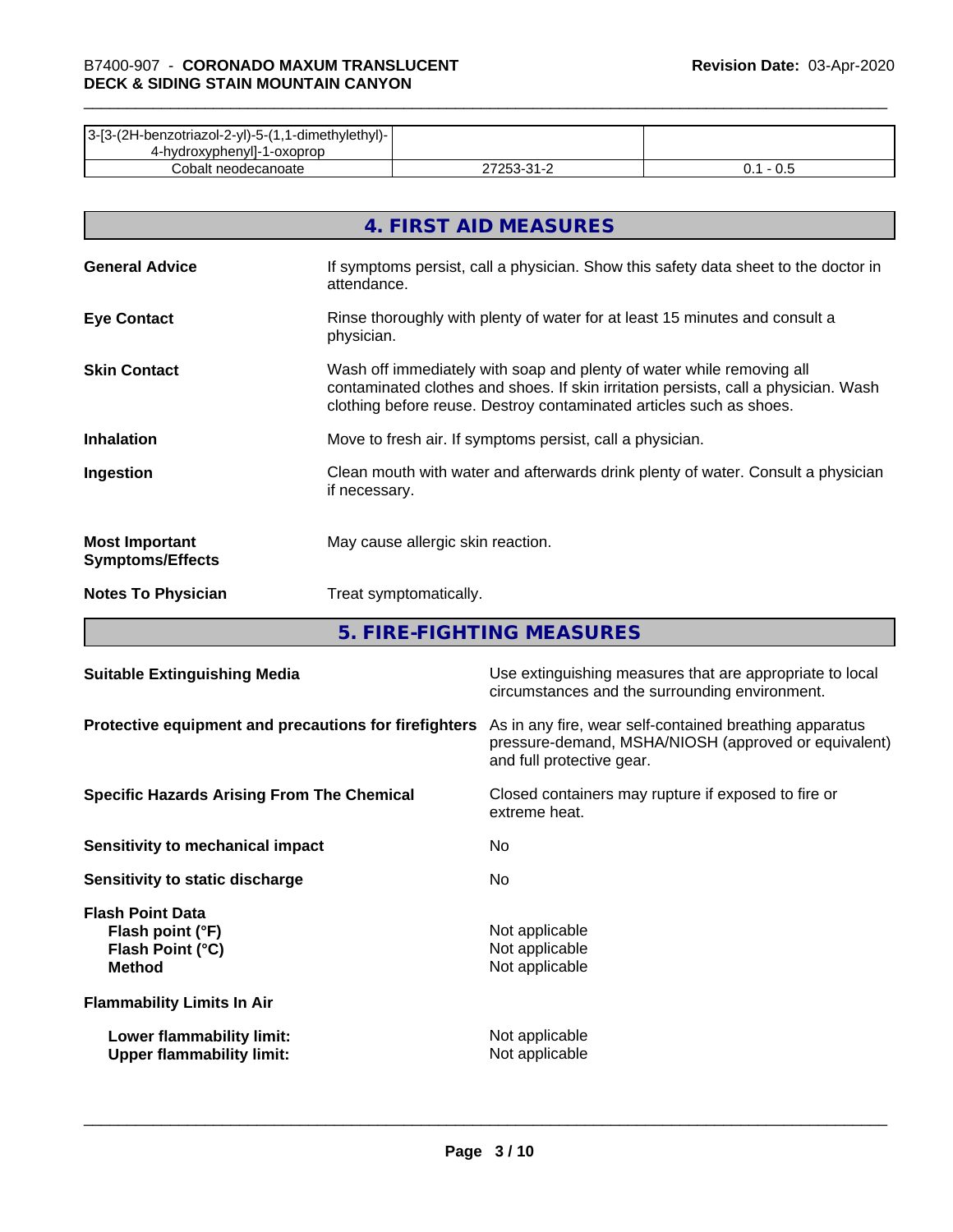| | | |
|---|---|---|
| 3-[3-(2H-benzotriazol-2-yl)-5-(1,1-dimethylethyl)-4-hydroxyphenyl]-1-oxoprop | | |
| Cobalt neodecanoate | 27253-31-2 | 0.1 - 0.5 |

## 4. FIRST AID MEASURES

**General Advice**
If symptoms persist, call a physician. Show this safety data sheet to the doctor in attendance.

**Eye Contact**
Rinse thoroughly with plenty of water for at least 15 minutes and consult a physician.

**Skin Contact**
Wash off immediately with soap and plenty of water while removing all contaminated clothes and shoes. If skin irritation persists, call a physician. Wash clothing before reuse. Destroy contaminated articles such as shoes.

**Inhalation**
Move to fresh air. If symptoms persist, call a physician.

**Ingestion**
Clean mouth with water and afterwards drink plenty of water. Consult a physician if necessary.

**Most Important Symptoms/Effects**
May cause allergic skin reaction.

**Notes To Physician**
Treat symptomatically.

## 5. FIRE-FIGHTING MEASURES

**Suitable Extinguishing Media**
Use extinguishing measures that are appropriate to local circumstances and the surrounding environment.

**Protective equipment and precautions for firefighters**
As in any fire, wear self-contained breathing apparatus pressure-demand, MSHA/NIOSH (approved or equivalent) and full protective gear.

**Specific Hazards Arising From The Chemical**
Closed containers may rupture if exposed to fire or extreme heat.

**Sensitivity to mechanical impact**
No

**Sensitivity to static discharge**
No

**Flash Point Data**
- **Flash point (°F)**: Not applicable
- **Flash Point (°C)**: Not applicable
- **Method**: Not applicable

**Flammability Limits In Air**
- **Lower flammability limit:** Not applicable
- **Upper flammability limit:** Not applicable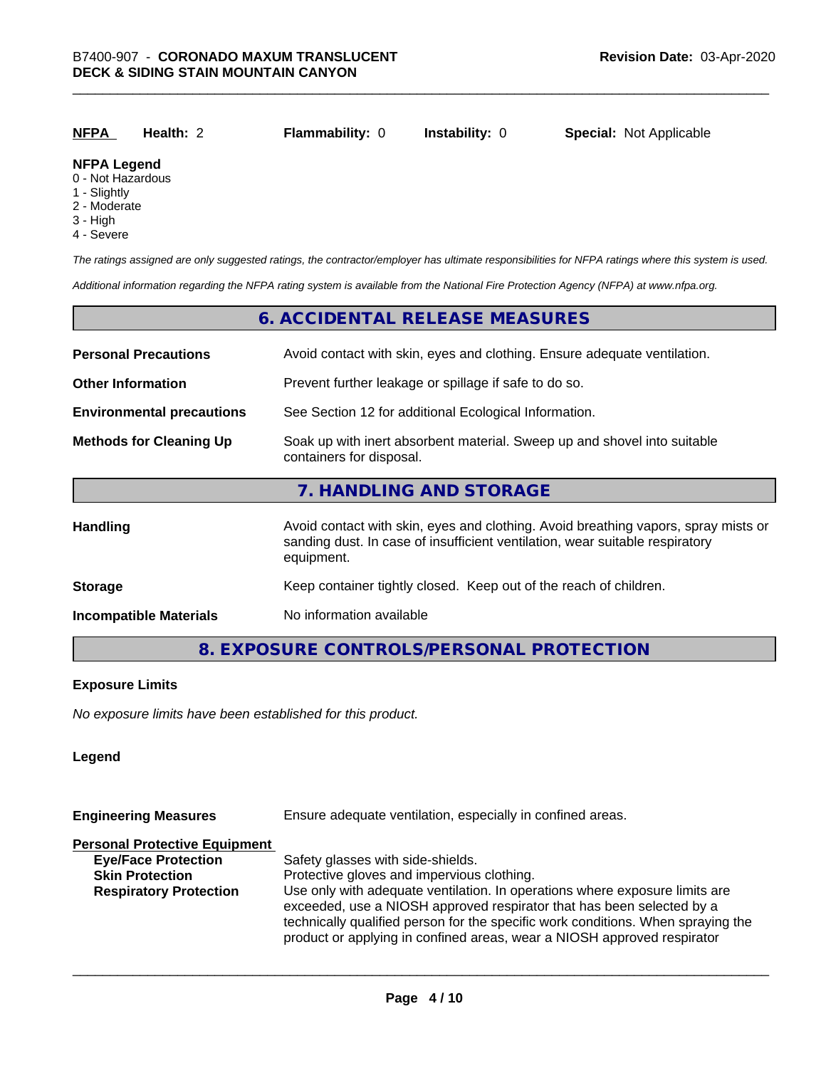| NFPA | Health: 2 | Flammability: 0 | Instability: 0 | Special: Not Applicable |
|---|---|---|---|---|

**NFPA Legend**
0 - Not Hazardous
1 - Slightly
2 - Moderate
3 - High
4 - Severe

*The ratings assigned are only suggested ratings, the contractor/employer has ultimate responsibilities for NFPA ratings where this system is used.*

*Additional information regarding the NFPA rating system is available from the National Fire Protection Agency (NFPA) at www.nfpa.org.*

## 6. ACCIDENTAL RELEASE MEASURES

**Personal Precautions** — Avoid contact with skin, eyes and clothing. Ensure adequate ventilation.

**Other Information** — Prevent further leakage or spillage if safe to do so.

**Environmental precautions** — See Section 12 for additional Ecological Information.

**Methods for Cleaning Up** — Soak up with inert absorbent material. Sweep up and shovel into suitable containers for disposal.

## 7. HANDLING AND STORAGE

**Handling** — Avoid contact with skin, eyes and clothing. Avoid breathing vapors, spray mists or sanding dust. In case of insufficient ventilation, wear suitable respiratory equipment.

**Storage** — Keep container tightly closed. Keep out of the reach of children.

**Incompatible Materials** — No information available

## 8. EXPOSURE CONTROLS/PERSONAL PROTECTION

**Exposure Limits**

*No exposure limits have been established for this product.*

**Legend**

**Engineering Measures** — Ensure adequate ventilation, especially in confined areas.

**Personal Protective Equipment**

**Eye/Face Protection** — Safety glasses with side-shields.

**Skin Protection** — Protective gloves and impervious clothing.

**Respiratory Protection** — Use only with adequate ventilation. In operations where exposure limits are exceeded, use a NIOSH approved respirator that has been selected by a technically qualified person for the specific work conditions. When spraying the product or applying in confined areas, wear a NIOSH approved respirator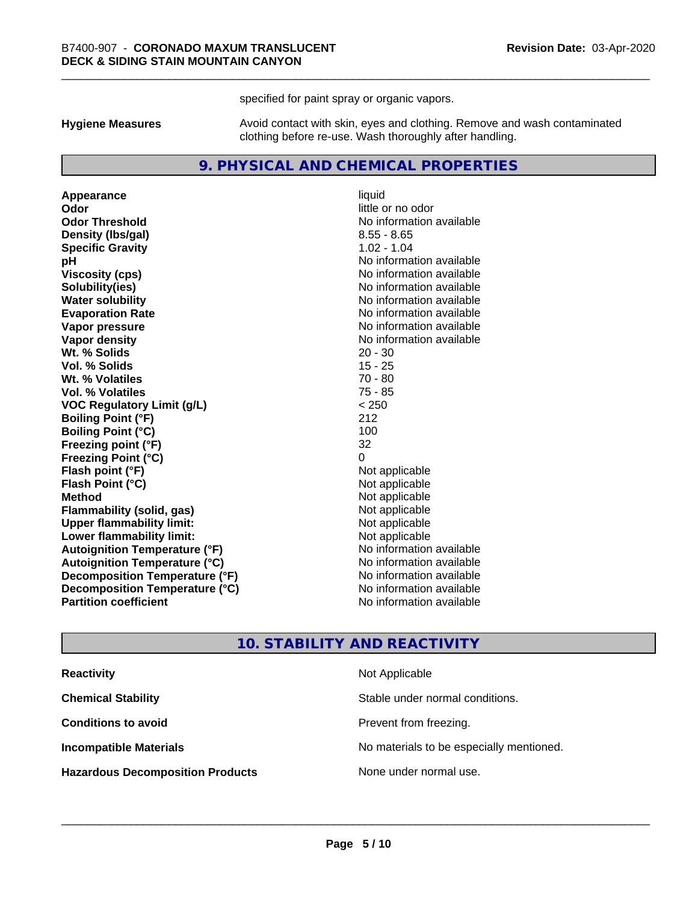specified for paint spray or organic vapors.

**Hygiene Measures** Avoid contact with skin, eyes and clothing. Remove and wash contaminated clothing before re-use. Wash thoroughly after handling.

## 9. PHYSICAL AND CHEMICAL PROPERTIES

| | |
|---|---|
| **Appearance** | liquid |
| **Odor** | little or no odor |
| **Odor Threshold** | No information available |
| **Density (lbs/gal)** | 8.55 - 8.65 |
| **Specific Gravity** | 1.02 - 1.04 |
| **pH** | No information available |
| **Viscosity (cps)** | No information available |
| **Solubility(ies)** | No information available |
| **Water solubility** | No information available |
| **Evaporation Rate** | No information available |
| **Vapor pressure** | No information available |
| **Vapor density** | No information available |
| **Wt. % Solids** | 20 - 30 |
| **Vol. % Solids** | 15 - 25 |
| **Wt. % Volatiles** | 70 - 80 |
| **Vol. % Volatiles** | 75 - 85 |
| **VOC Regulatory Limit (g/L)** | < 250 |
| **Boiling Point (°F)** | 212 |
| **Boiling Point (°C)** | 100 |
| **Freezing point (°F)** | 32 |
| **Freezing Point (°C)** | 0 |
| **Flash point (°F)** | Not applicable |
| **Flash Point (°C)** | Not applicable |
| **Method** | Not applicable |
| **Flammability (solid, gas)** | Not applicable |
| **Upper flammability limit:** | Not applicable |
| **Lower flammability limit:** | Not applicable |
| **Autoignition Temperature (°F)** | No information available |
| **Autoignition Temperature (°C)** | No information available |
| **Decomposition Temperature (°F)** | No information available |
| **Decomposition Temperature (°C)** | No information available |
| **Partition coefficient** | No information available |

## 10. STABILITY AND REACTIVITY

| | |
|---|---|
| **Reactivity** | Not Applicable |
| **Chemical Stability** | Stable under normal conditions. |
| **Conditions to avoid** | Prevent from freezing. |
| **Incompatible Materials** | No materials to be especially mentioned. |
| **Hazardous Decomposition Products** | None under normal use. |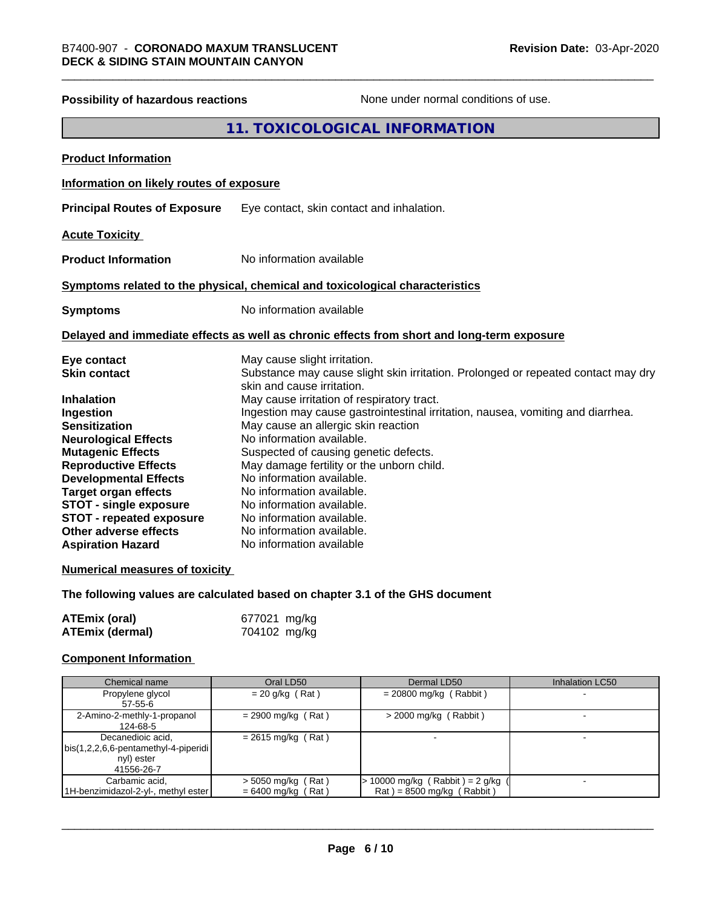**Possibility of hazardous reactions** None under normal conditions of use.

## 11. TOXICOLOGICAL INFORMATION

**Product Information**

**Information on likely routes of exposure**

**Principal Routes of Exposure** Eye contact, skin contact and inhalation.

**Acute Toxicity**

**Product Information** No information available

**Symptoms related to the physical, chemical and toxicological characteristics**

**Symptoms** No information available

**Delayed and immediate effects as well as chronic effects from short and long-term exposure**

**Eye contact** May cause slight irritation.
**Skin contact** Substance may cause slight skin irritation. Prolonged or repeated contact may dry skin and cause irritation.
**Inhalation** May cause irritation of respiratory tract.
**Ingestion** Ingestion may cause gastrointestinal irritation, nausea, vomiting and diarrhea.
**Sensitization** May cause an allergic skin reaction
**Neurological Effects** No information available.
**Mutagenic Effects** Suspected of causing genetic defects.
**Reproductive Effects** May damage fertility or the unborn child.
**Developmental Effects** No information available.
**Target organ effects** No information available.
**STOT - single exposure** No information available.
**STOT - repeated exposure** No information available.
**Other adverse effects** No information available.
**Aspiration Hazard** No information available

**Numerical measures of toxicity**

**The following values are calculated based on chapter 3.1 of the GHS document**

**ATEmix (oral)** 677021 mg/kg
**ATEmix (dermal)** 704102 mg/kg

**Component Information**

| Chemical name | Oral LD50 | Dermal LD50 | Inhalation LC50 |
|---|---|---|---|
| Propylene glycol<br>57-55-6 | = 20 g/kg ( Rat ) | = 20800 mg/kg ( Rabbit ) | - |
| 2-Amino-2-methly-1-propanol<br>124-68-5 | = 2900 mg/kg ( Rat ) | > 2000 mg/kg ( Rabbit ) | - |
| Decanedioic acid, bis(1,2,2,6,6-pentamethyl-4-piperidinyl) ester<br>41556-26-7 | = 2615 mg/kg ( Rat ) | - | - |
| Carbamic acid, 1H-benzimidazol-2-yl-, methyl ester | > 5050 mg/kg ( Rat )<br>= 6400 mg/kg ( Rat ) | > 10000 mg/kg ( Rabbit ) = 2 g/kg ( Rat ) = 8500 mg/kg ( Rabbit ) | - |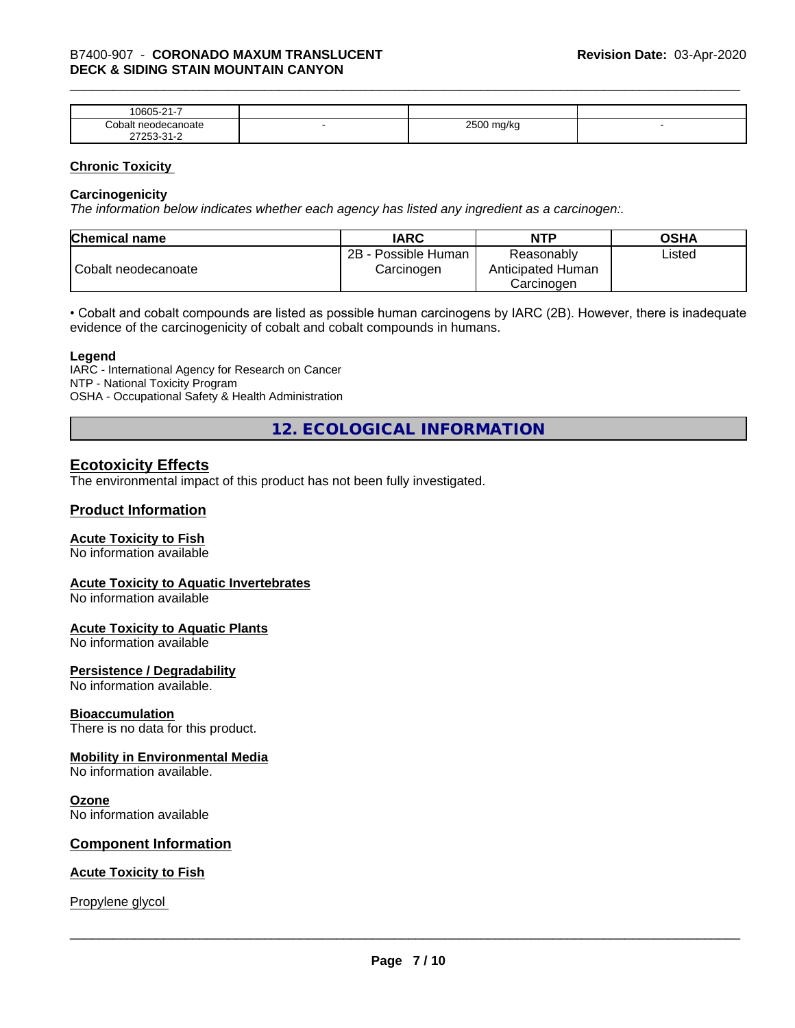| 10605-21-7 | | | |
|---|---|---|---|
| Cobalt neodecanoate 27253-31-2 | - | 2500 mg/kg | - |

## Chronic Toxicity

### Carcinogenicity

*The information below indicates whether each agency has listed any ingredient as a carcinogen:.*

| Chemical name | IARC | NTP | OSHA |
|---|---|---|---|
| Cobalt neodecanoate | 2B - Possible Human Carcinogen | Reasonably Anticipated Human Carcinogen | Listed |

• Cobalt and cobalt compounds are listed as possible human carcinogens by IARC (2B). However, there is inadequate evidence of the carcinogenicity of cobalt and cobalt compounds in humans.

**Legend**
IARC - International Agency for Research on Cancer
NTP - National Toxicity Program
OSHA - Occupational Safety & Health Administration

# 12. ECOLOGICAL INFORMATION

## Ecotoxicity Effects

The environmental impact of this product has not been fully investigated.

## Product Information

### Acute Toxicity to Fish

No information available

### Acute Toxicity to Aquatic Invertebrates

No information available

### Acute Toxicity to Aquatic Plants

No information available

### Persistence / Degradability

No information available.

### Bioaccumulation

There is no data for this product.

### Mobility in Environmental Media

No information available.

### Ozone

No information available

## Component Information

### Acute Toxicity to Fish

Propylene glycol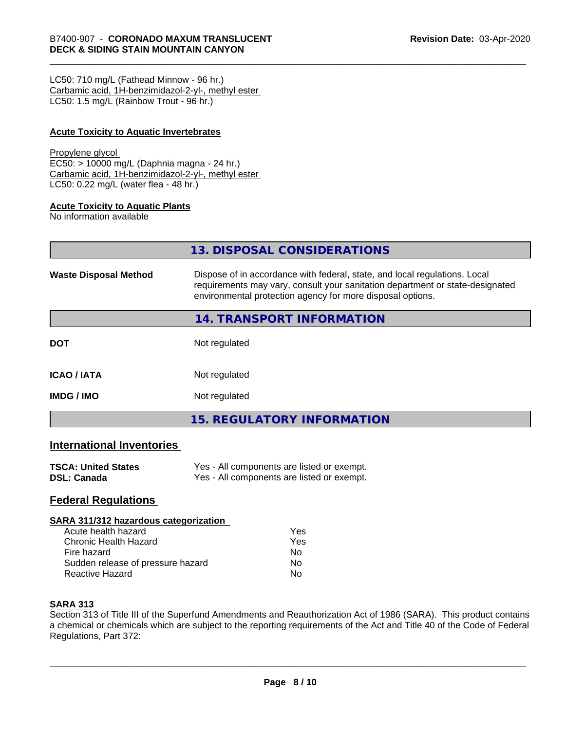LC50: 710 mg/L (Fathead Minnow - 96 hr.)
Carbamic acid, 1H-benzimidazol-2-yl-, methyl ester
LC50: 1.5 mg/L (Rainbow Trout - 96 hr.)

**Acute Toxicity to Aquatic Invertebrates**

Propylene glycol
EC50: > 10000 mg/L (Daphnia magna - 24 hr.)
Carbamic acid, 1H-benzimidazol-2-yl-, methyl ester
LC50: 0.22 mg/L (water flea - 48 hr.)

**Acute Toxicity to Aquatic Plants**
No information available

## 13. DISPOSAL CONSIDERATIONS

**Waste Disposal Method** — Dispose of in accordance with federal, state, and local regulations. Local requirements may vary, consult your sanitation department or state-designated environmental protection agency for more disposal options.

## 14. TRANSPORT INFORMATION

| | |
|---|---|
| **DOT** | Not regulated |
| **ICAO / IATA** | Not regulated |
| **IMDG / IMO** | Not regulated |

## 15. REGULATORY INFORMATION

### International Inventories

| | |
|---|---|
| **TSCA: United States** | Yes - All components are listed or exempt. |
| **DSL: Canada** | Yes - All components are listed or exempt. |

### Federal Regulations

**SARA 311/312 hazardous categorization**

| | |
|---|---|
| Acute health hazard | Yes |
| Chronic Health Hazard | Yes |
| Fire hazard | No |
| Sudden release of pressure hazard | No |
| Reactive Hazard | No |

**SARA 313**
Section 313 of Title III of the Superfund Amendments and Reauthorization Act of 1986 (SARA). This product contains a chemical or chemicals which are subject to the reporting requirements of the Act and Title 40 of the Code of Federal Regulations, Part 372: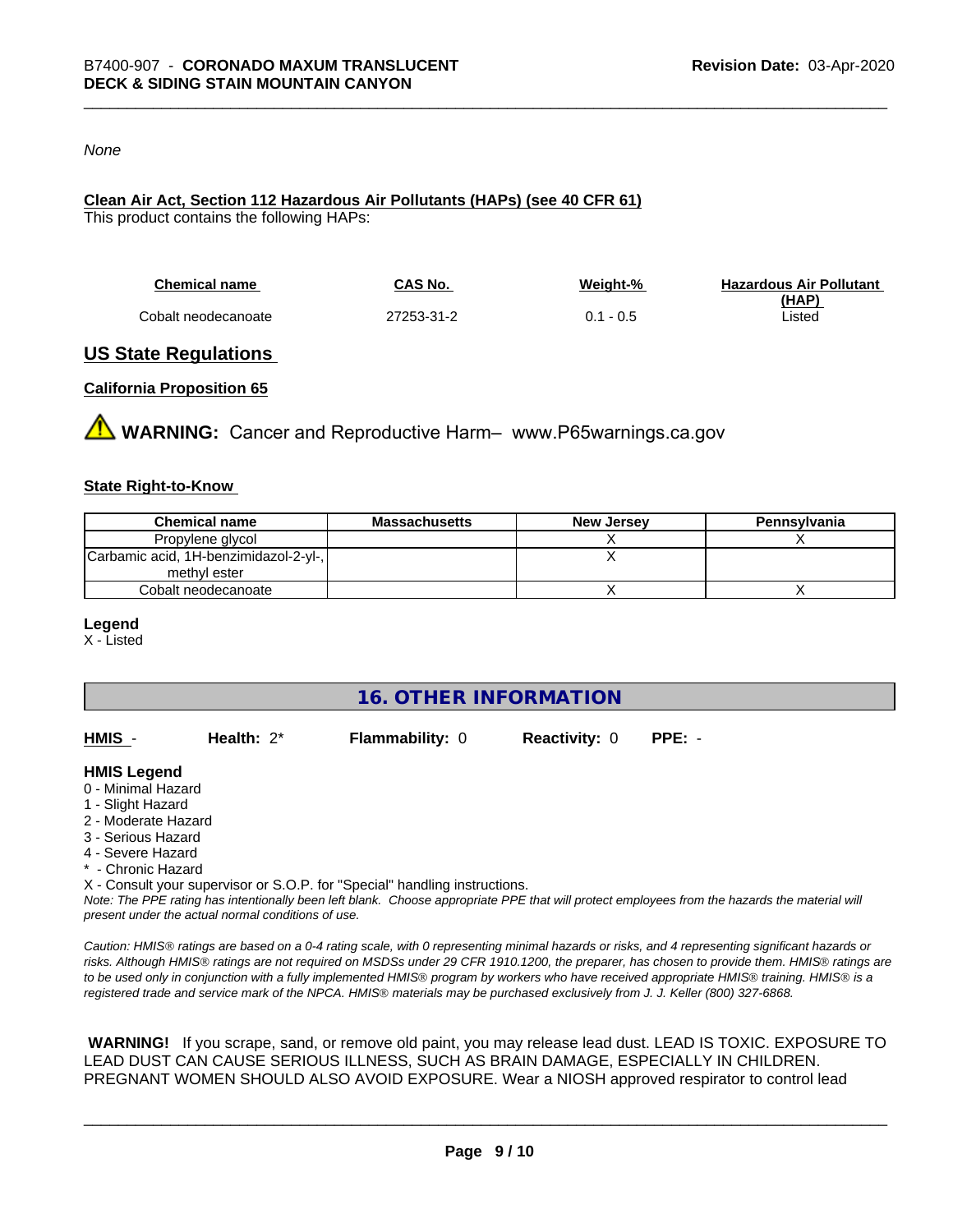*None*

**Clean Air Act, Section 112 Hazardous Air Pollutants (HAPs) (see 40 CFR 61)**
This product contains the following HAPs:

| Chemical name | CAS No. | Weight-% | Hazardous Air Pollutant (HAP) |
|---|---|---|---|
| Cobalt neodecanoate | 27253-31-2 | 0.1 - 0.5 | Listed |

## US State Regulations

**California Proposition 65**

⚠ **WARNING:** Cancer and Reproductive Harm– www.P65warnings.ca.gov

**State Right-to-Know**

| Chemical name | Massachusetts | New Jersey | Pennsylvania |
|---|---|---|---|
| Propylene glycol | | X | X |
| Carbamic acid, 1H-benzimidazol-2-yl-, methyl ester | | X | |
| Cobalt neodecanoate | | X | X |

**Legend**
X - Listed

## 16. OTHER INFORMATION

**HMIS** - **Health:** 2* **Flammability:** 0 **Reactivity:** 0 **PPE:** -

**HMIS Legend**
0 - Minimal Hazard
1 - Slight Hazard
2 - Moderate Hazard
3 - Serious Hazard
4 - Severe Hazard
* - Chronic Hazard
X - Consult your supervisor or S.O.P. for "Special" handling instructions.

*Note: The PPE rating has intentionally been left blank. Choose appropriate PPE that will protect employees from the hazards the material will present under the actual normal conditions of use.*

*Caution: HMIS® ratings are based on a 0-4 rating scale, with 0 representing minimal hazards or risks, and 4 representing significant hazards or risks. Although HMIS® ratings are not required on MSDSs under 29 CFR 1910.1200, the preparer, has chosen to provide them. HMIS® ratings are to be used only in conjunction with a fully implemented HMIS® program by workers who have received appropriate HMIS® training. HMIS® is a registered trade and service mark of the NPCA. HMIS® materials may be purchased exclusively from J. J. Keller (800) 327-6868.*

**WARNING!** If you scrape, sand, or remove old paint, you may release lead dust. LEAD IS TOXIC. EXPOSURE TO LEAD DUST CAN CAUSE SERIOUS ILLNESS, SUCH AS BRAIN DAMAGE, ESPECIALLY IN CHILDREN. PREGNANT WOMEN SHOULD ALSO AVOID EXPOSURE. Wear a NIOSH approved respirator to control lead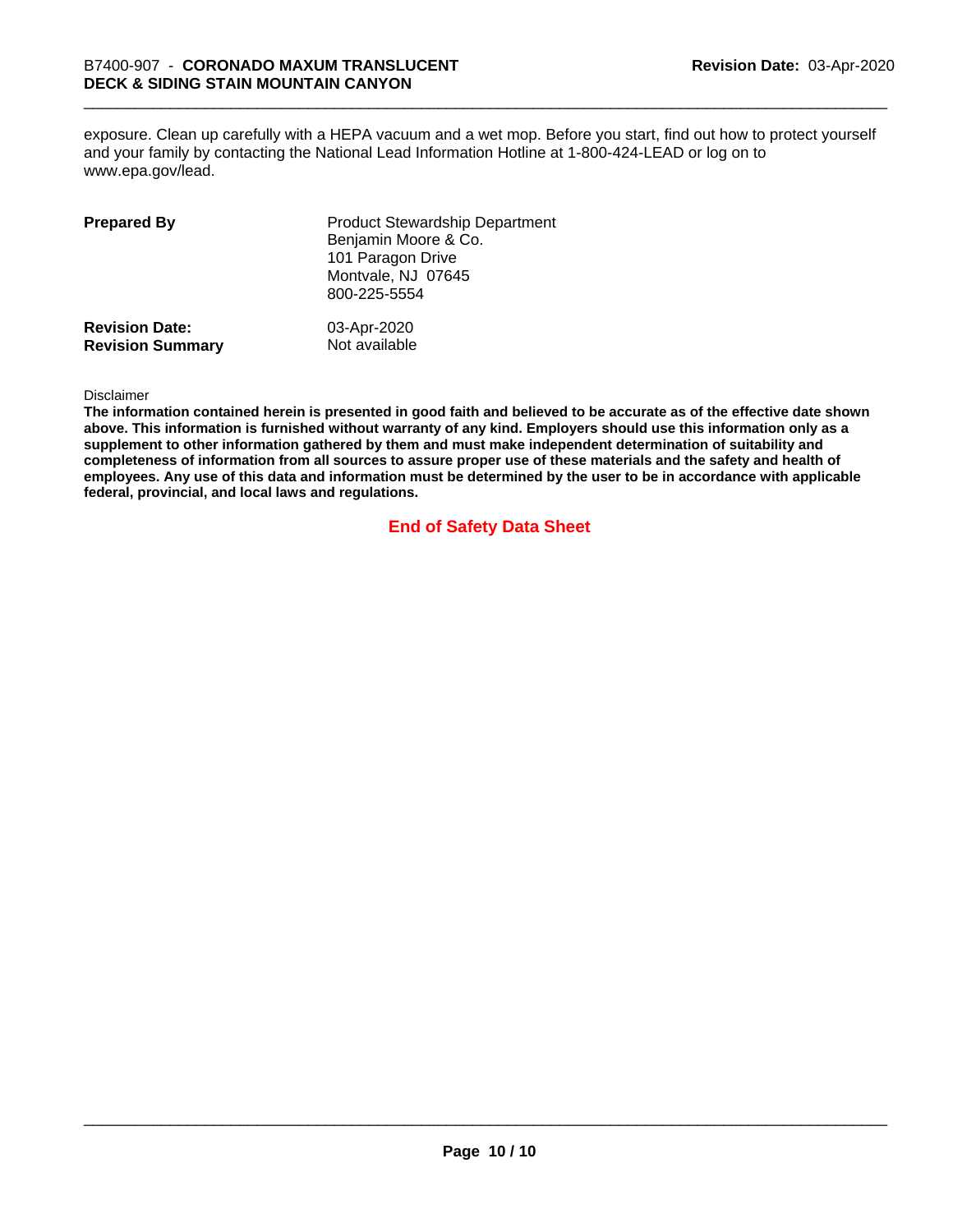exposure. Clean up carefully with a HEPA vacuum and a wet mop. Before you start, find out how to protect yourself and your family by contacting the National Lead Information Hotline at 1-800-424-LEAD or log on to www.epa.gov/lead.

| | |
|---|---|
| **Prepared By** | Product Stewardship Department<br>Benjamin Moore & Co.<br>101 Paragon Drive<br>Montvale, NJ 07645<br>800-225-5554 |
| **Revision Date:** | 03-Apr-2020 |
| **Revision Summary** | Not available |

Disclaimer

**The information contained herein is presented in good faith and believed to be accurate as of the effective date shown above. This information is furnished without warranty of any kind. Employers should use this information only as a supplement to other information gathered by them and must make independent determination of suitability and completeness of information from all sources to assure proper use of these materials and the safety and health of employees. Any use of this data and information must be determined by the user to be in accordance with applicable federal, provincial, and local laws and regulations.**

**End of Safety Data Sheet**